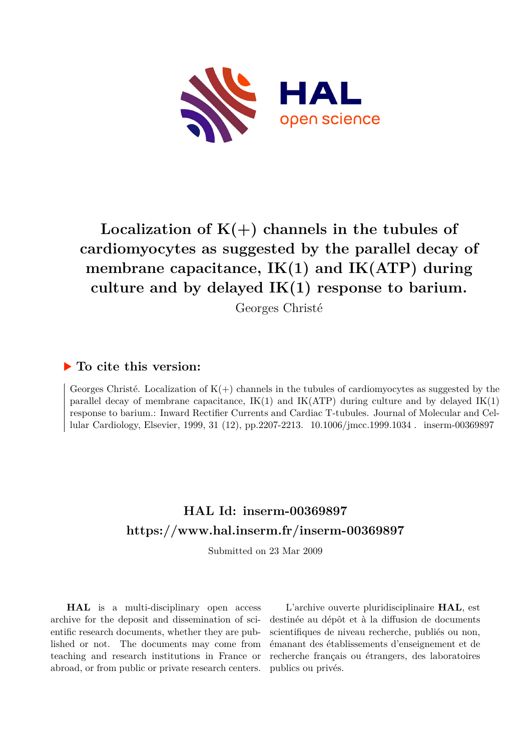# Localization of K(+) channels in the tubules of cardiomyocytes as suggested by the parallel decay of membrane capacitance, IK(1) and IK(ATP) during culture and by delayed IK(1) response to barium.

Georges Christé

## ▶ To cite this version:

Georges Christé. Localization of K(+) channels in the tubules of cardiomyocytes as suggested by the parallel decay of membrane capacitance, IK(1) and IK(ATP) during culture and by delayed IK(1) response to barium.: Inward Rectifier Currents and Cardiac T-tubules. Journal of Molecular and Cellular Cardiology, Elsevier, 1999, 31 (12), pp.2207-2213. 10.1006/jmcc.1999.1034 . inserm-00369897

## HAL Id: inserm-00369897

## https://www.hal.inserm.fr/inserm-00369897

Submitted on 23 Mar 2009

**HAL** is a multi-disciplinary open access archive for the deposit and dissemination of scientific research documents, whether they are published or not. The documents may come from teaching and research institutions in France or abroad, or from public or private research centers.

L'archive ouverte pluridisciplinaire **HAL**, est destinée au dépôt et à la diffusion de documents scientifiques de niveau recherche, publiés ou non, émanant des établissements d'enseignement et de recherche français ou étrangers, des laboratoires publics ou privés.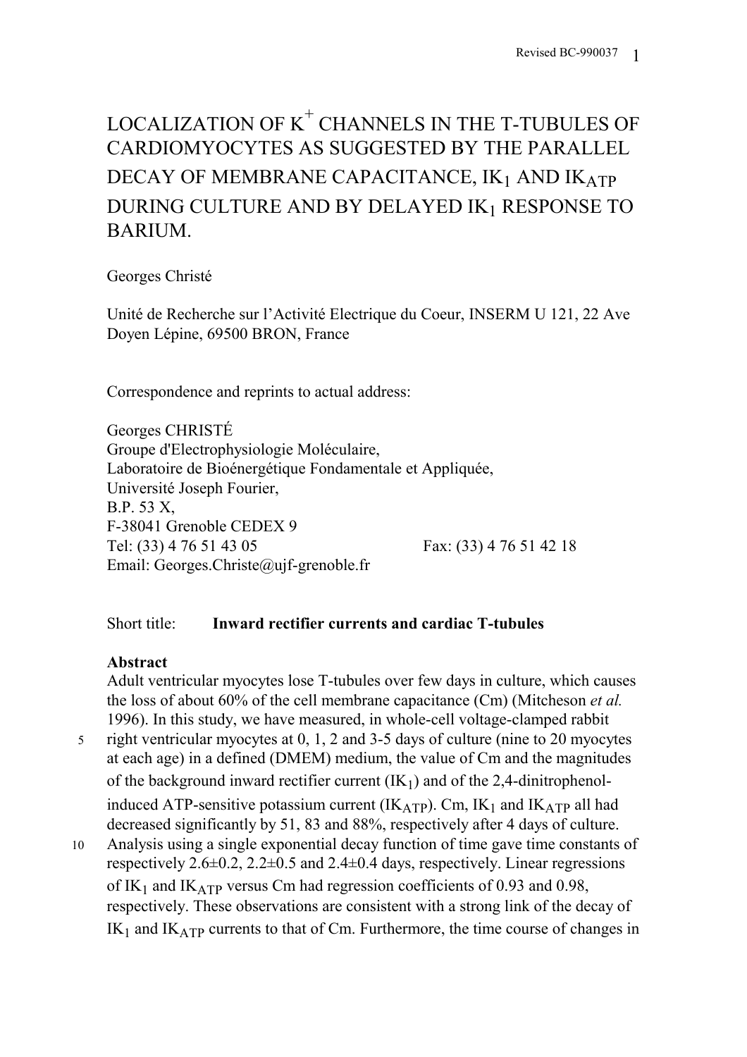# LOCALIZATION OF $K^+$ CHANNELS IN THE T-TUBULES OF CARDIOMYOCYTES AS SUGGESTED BY THE PARALLEL DECAY OF MEMBRANE CAPACITANCE, $IK_1$ AND $IK_{ATP}$ DURING CULTURE AND BY DELAYED $IK_1$ RESPONSE TO BARIUM.

Georges Christé

Unité de Recherche sur l'Activité Electrique du Coeur, INSERM U 121, 22 Ave Doyen Lépine, 69500 BRON, France

Correspondence and reprints to actual address:

Georges CHRISTÉ
Groupe d'Electrophysiologie Moléculaire,
Laboratoire de Bioénergétique Fondamentale et Appliquée,
Université Joseph Fourier,
B.P. 53 X,
F-38041 Grenoble CEDEX 9
Tel: (33) 4 76 51 43 05 Fax: (33) 4 76 51 42 18
Email: Georges.Christe@ujf-grenoble.fr

Short title: **Inward rectifier currents and cardiac T-tubules**

**Abstract**

Adult ventricular myocytes lose T-tubules over few days in culture, which causes the loss of about 60% of the cell membrane capacitance (Cm) (Mitcheson *et al.* 1996). In this study, we have measured, in whole-cell voltage-clamped rabbit right ventricular myocytes at 0, 1, 2 and 3-5 days of culture (nine to 20 myocytes at each age) in a defined (DMEM) medium, the value of Cm and the magnitudes of the background inward rectifier current ($IK_1$) and of the 2,4-dinitrophenol-induced ATP-sensitive potassium current ($IK_{ATP}$). Cm, $IK_1$ and $IK_{ATP}$ all had decreased significantly by 51, 83 and 88%, respectively after 4 days of culture. Analysis using a single exponential decay function of time gave time constants of respectively 2.6±0.2, 2.2±0.5 and 2.4±0.4 days, respectively. Linear regressions of $IK_1$ and $IK_{ATP}$ versus Cm had regression coefficients of 0.93 and 0.98, respectively. These observations are consistent with a strong link of the decay of $IK_1$ and $IK_{ATP}$ currents to that of Cm. Furthermore, the time course of changes in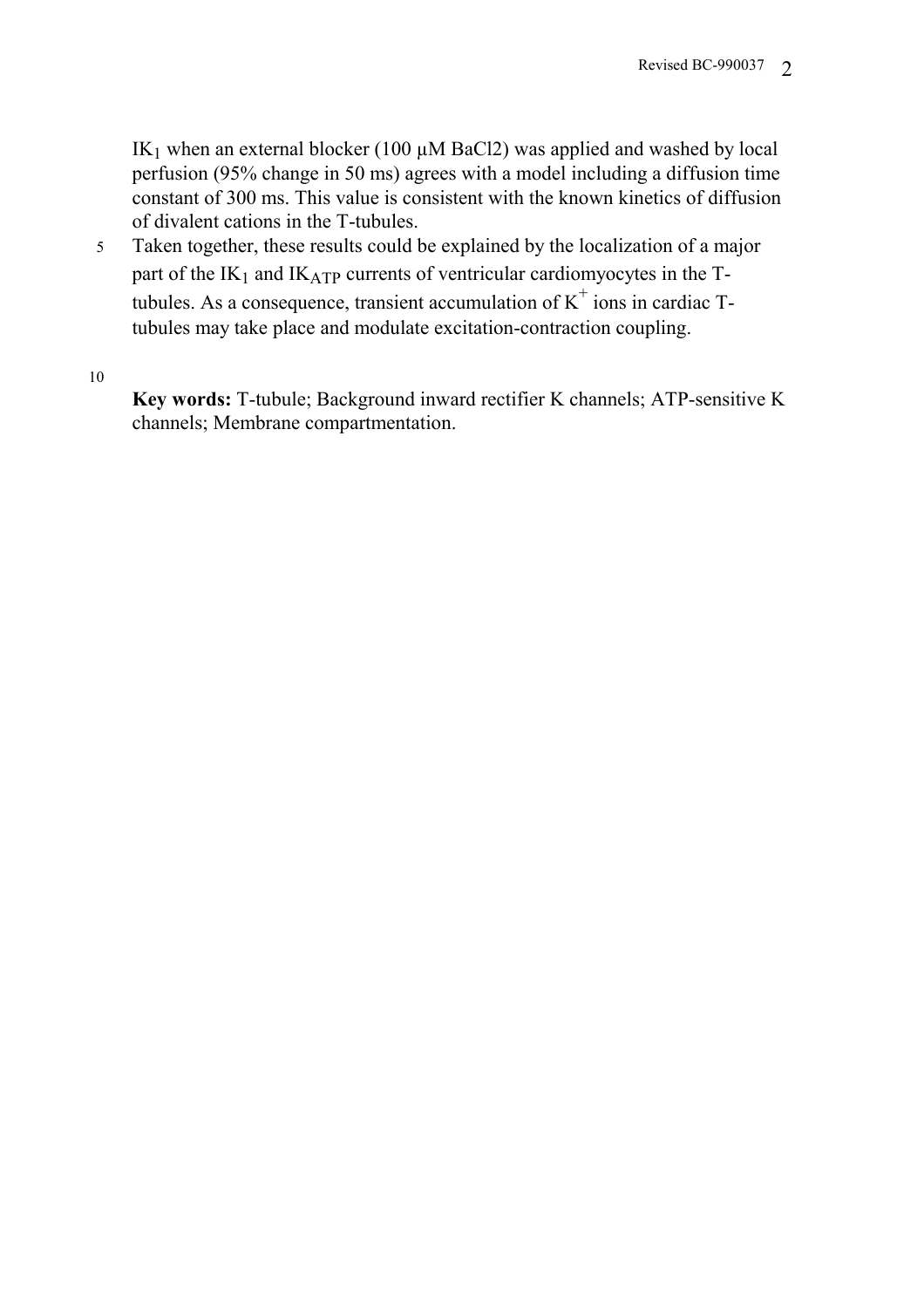$IK_1$ when an external blocker (100 µM BaCl2) was applied and washed by local perfusion (95% change in 50 ms) agrees with a model including a diffusion time constant of 300 ms. This value is consistent with the known kinetics of diffusion of divalent cations in the T-tubules.

Taken together, these results could be explained by the localization of a major part of the $IK_1$ and $IK_{ATP}$ currents of ventricular cardiomyocytes in the T-tubules. As a consequence, transient accumulation of $K^+$ ions in cardiac T-tubules may take place and modulate excitation-contraction coupling.

**Key words:** T-tubule; Background inward rectifier K channels; ATP-sensitive K channels; Membrane compartmentation.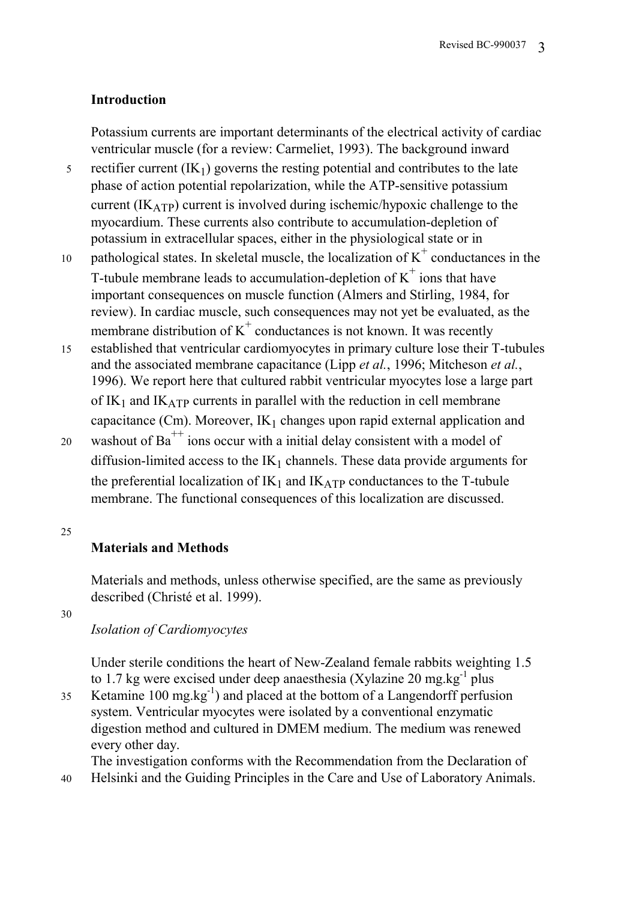## Introduction

Potassium currents are important determinants of the electrical activity of cardiac ventricular muscle (for a review: Carmeliet, 1993). The background inward rectifier current ($IK_1$) governs the resting potential and contributes to the late phase of action potential repolarization, while the ATP-sensitive potassium current ($IK_{ATP}$) current is involved during ischemic/hypoxic challenge to the myocardium. These currents also contribute to accumulation-depletion of potassium in extracellular spaces, either in the physiological state or in pathological states. In skeletal muscle, the localization of $K^+$ conductances in the T-tubule membrane leads to accumulation-depletion of $K^+$ ions that have important consequences on muscle function (Almers and Stirling, 1984, for review). In cardiac muscle, such consequences may not yet be evaluated, as the membrane distribution of $K^+$ conductances is not known. It was recently established that ventricular cardiomyocytes in primary culture lose their T-tubules and the associated membrane capacitance (Lipp *et al.*, 1996; Mitcheson *et al.*, 1996). We report here that cultured rabbit ventricular myocytes lose a large part of $IK_1$ and $IK_{ATP}$ currents in parallel with the reduction in cell membrane capacitance (Cm). Moreover, $IK_1$ changes upon rapid external application and washout of $Ba^{++}$ ions occur with a initial delay consistent with a model of diffusion-limited access to the $IK_1$ channels. These data provide arguments for the preferential localization of $IK_1$ and $IK_{ATP}$ conductances to the T-tubule membrane. The functional consequences of this localization are discussed.

## Materials and Methods

Materials and methods, unless otherwise specified, are the same as previously described (Christé et al. 1999).

### *Isolation of Cardiomyocytes*

Under sterile conditions the heart of New-Zealand female rabbits weighting 1.5 to 1.7 kg were excised under deep anaesthesia (Xylazine 20 mg.kg$^{-1}$ plus Ketamine 100 mg.kg$^{-1}$) and placed at the bottom of a Langendorff perfusion system. Ventricular myocytes were isolated by a conventional enzymatic digestion method and cultured in DMEM medium. The medium was renewed every other day.
The investigation conforms with the Recommendation from the Declaration of Helsinki and the Guiding Principles in the Care and Use of Laboratory Animals.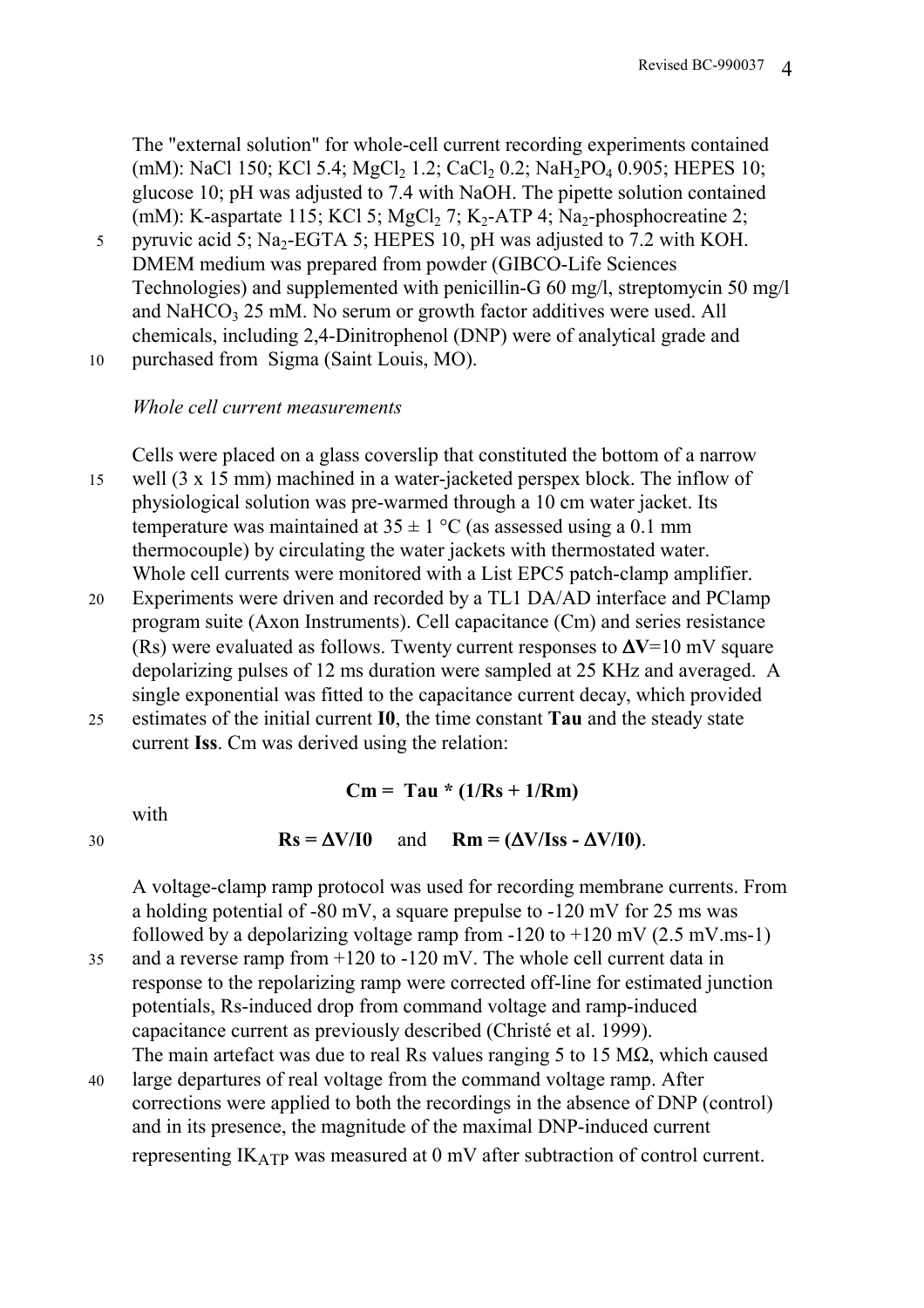The "external solution" for whole-cell current recording experiments contained (mM): NaCl 150; KCl 5.4; $MgCl_2$ 1.2; $CaCl_2$ 0.2; $NaH_2PO_4$ 0.905; HEPES 10; glucose 10; pH was adjusted to 7.4 with NaOH. The pipette solution contained (mM): K-aspartate 115; KCl 5; $MgCl_2$ 7; $K_2$-ATP 4; $Na_2$-phosphocreatine 2; pyruvic acid 5; $Na_2$-EGTA 5; HEPES 10, pH was adjusted to 7.2 with KOH. DMEM medium was prepared from powder (GIBCO-Life Sciences Technologies) and supplemented with penicillin-G 60 mg/l, streptomycin 50 mg/l and $NaHCO_3$ 25 mM. No serum or growth factor additives were used. All chemicals, including 2,4-Dinitrophenol (DNP) were of analytical grade and purchased from Sigma (Saint Louis, MO).

*Whole cell current measurements*

Cells were placed on a glass coverslip that constituted the bottom of a narrow well (3 x 15 mm) machined in a water-jacketed perspex block. The inflow of physiological solution was pre-warmed through a 10 cm water jacket. Its temperature was maintained at 35 ± 1 °C (as assessed using a 0.1 mm thermocouple) by circulating the water jackets with thermostated water. Whole cell currents were monitored with a List EPC5 patch-clamp amplifier. Experiments were driven and recorded by a TL1 DA/AD interface and PClamp program suite (Axon Instruments). Cell capacitance (Cm) and series resistance (Rs) were evaluated as follows. Twenty current responses to **ΔV**=10 mV square depolarizing pulses of 12 ms duration were sampled at 25 KHz and averaged. A single exponential was fitted to the capacitance current decay, which provided estimates of the initial current **I0**, the time constant **Tau** and the steady state current **Iss**. Cm was derived using the relation:

$$\mathbf{Cm = Tau * (1/Rs + 1/Rm)}$$

with

$$\mathbf{Rs = \Delta V/I0} \quad \text{and} \quad \mathbf{Rm = (\Delta V/Iss - \Delta V/I0)}.$$

A voltage-clamp ramp protocol was used for recording membrane currents. From a holding potential of -80 mV, a square prepulse to -120 mV for 25 ms was followed by a depolarizing voltage ramp from -120 to +120 mV (2.5 mV.ms-1) and a reverse ramp from +120 to -120 mV. The whole cell current data in response to the repolarizing ramp were corrected off-line for estimated junction potentials, Rs-induced drop from command voltage and ramp-induced capacitance current as previously described (Christé et al. 1999).
The main artefact was due to real Rs values ranging 5 to 15 MΩ, which caused large departures of real voltage from the command voltage ramp. After corrections were applied to both the recordings in the absence of DNP (control) and in its presence, the magnitude of the maximal DNP-induced current representing $IK_{ATP}$ was measured at 0 mV after subtraction of control current.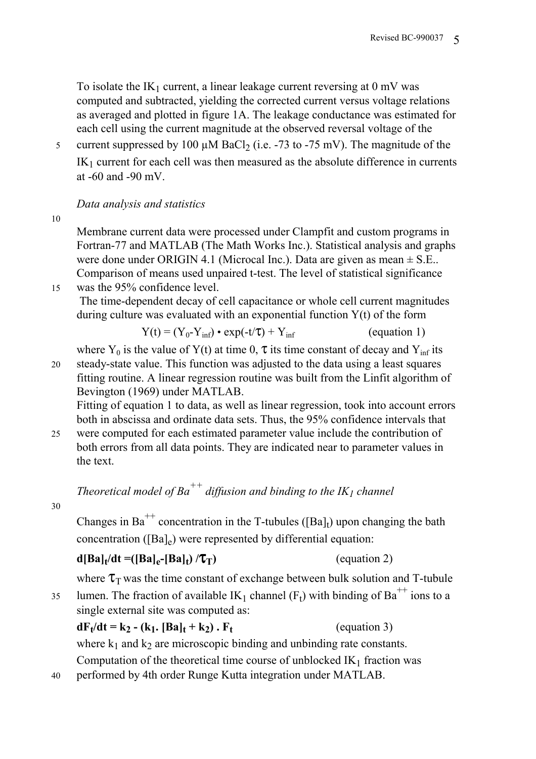To isolate the $IK_1$ current, a linear leakage current reversing at 0 mV was computed and subtracted, yielding the corrected current versus voltage relations as averaged and plotted in figure 1A. The leakage conductance was estimated for each cell using the current magnitude at the observed reversal voltage of the current suppressed by 100 µM $BaCl_2$ (i.e. -73 to -75 mV). The magnitude of the $IK_1$ current for each cell was then measured as the absolute difference in currents at -60 and -90 mV.

*Data analysis and statistics*

Membrane current data were processed under Clampfit and custom programs in Fortran-77 and MATLAB (The Math Works Inc.). Statistical analysis and graphs were done under ORIGIN 4.1 (Microcal Inc.). Data are given as mean ± S.E.. Comparison of means used unpaired t-test. The level of statistical significance was the 95% confidence level.

The time-dependent decay of cell capacitance or whole cell current magnitudes during culture was evaluated with an exponential function Y(t) of the form

$$Y(t) = (Y_0 - Y_{inf}) \cdot \exp(-t/\tau) + Y_{inf} \qquad \text{(equation 1)}$$

where $Y_0$ is the value of Y(t) at time 0, $\tau$ its time constant of decay and $Y_{inf}$ its steady-state value. This function was adjusted to the data using a least squares fitting routine. A linear regression routine was built from the Linfit algorithm of Bevington (1969) under MATLAB.

Fitting of equation 1 to data, as well as linear regression, took into account errors both in abscissa and ordinate data sets. Thus, the 95% confidence intervals that were computed for each estimated parameter value include the contribution of both errors from all data points. They are indicated near to parameter values in the text.

*Theoretical model of $Ba^{++}$ diffusion and binding to the $IK_1$ channel*

Changes in $Ba^{++}$ concentration in the T-tubules ($[Ba]_t$) upon changing the bath concentration ($[Ba]_e$) were represented by differential equation:

$$\mathbf{d[Ba]_t/dt = ([Ba]_e - [Ba]_t) / \tau_T)} \qquad \text{(equation 2)}$$

where $\tau_T$ was the time constant of exchange between bulk solution and T-tubule lumen. The fraction of available $IK_1$ channel ($F_t$) with binding of $Ba^{++}$ ions to a single external site was computed as:

$$\mathbf{dF_t/dt = k_2 - (k_1 . [Ba]_t + k_2) . F_t} \qquad \text{(equation 3)}$$

where $k_1$ and $k_2$ are microscopic binding and unbinding rate constants.

Computation of the theoretical time course of unblocked $IK_1$ fraction was performed by 4th order Runge Kutta integration under MATLAB.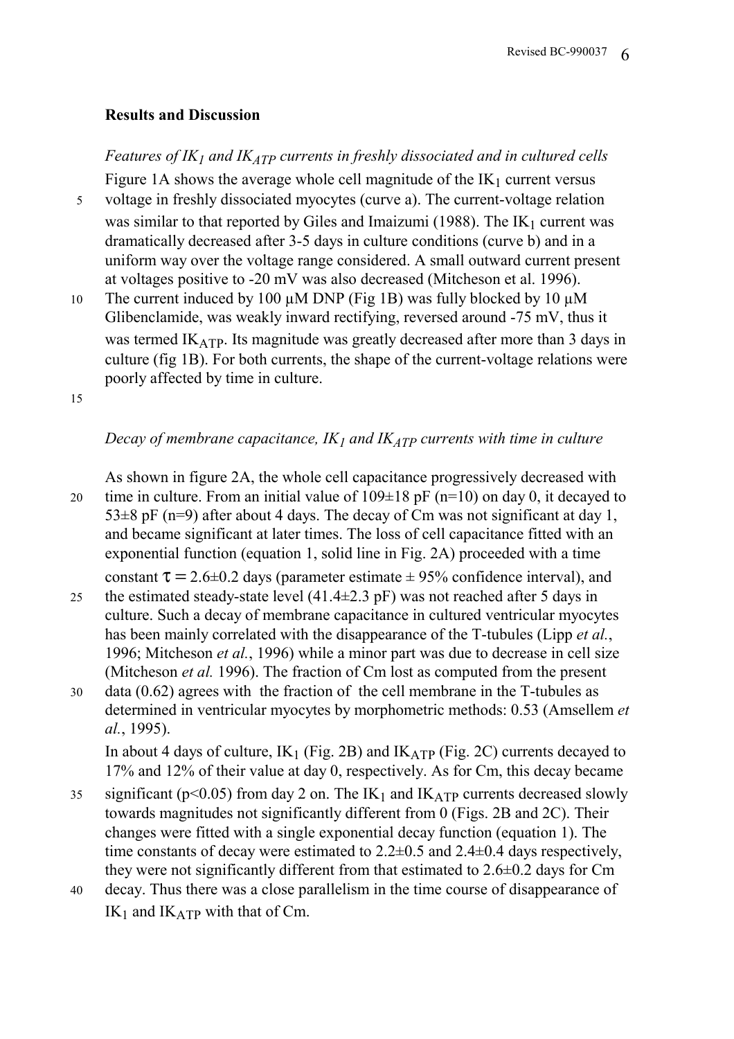**Results and Discussion**

*Features of $IK_1$ and $IK_{ATP}$ currents in freshly dissociated and in cultured cells*

Figure 1A shows the average whole cell magnitude of the $IK_1$ current versus voltage in freshly dissociated myocytes (curve a). The current-voltage relation was similar to that reported by Giles and Imaizumi (1988). The $IK_1$ current was dramatically decreased after 3-5 days in culture conditions (curve b) and in a uniform way over the voltage range considered. A small outward current present at voltages positive to -20 mV was also decreased (Mitcheson et al. 1996). The current induced by 100 µM DNP (Fig 1B) was fully blocked by 10 µM Glibenclamide, was weakly inward rectifying, reversed around -75 mV, thus it was termed $IK_{ATP}$. Its magnitude was greatly decreased after more than 3 days in culture (fig 1B). For both currents, the shape of the current-voltage relations were poorly affected by time in culture.

*Decay of membrane capacitance, $IK_1$ and $IK_{ATP}$ currents with time in culture*

As shown in figure 2A, the whole cell capacitance progressively decreased with time in culture. From an initial value of 109±18 pF (n=10) on day 0, it decayed to 53±8 pF (n=9) after about 4 days. The decay of Cm was not significant at day 1, and became significant at later times. The loss of cell capacitance fitted with an exponential function (equation 1, solid line in Fig. 2A) proceeded with a time constant $\tau = 2.6 \pm 0.2$ days (parameter estimate ± 95% confidence interval), and the estimated steady-state level (41.4±2.3 pF) was not reached after 5 days in culture. Such a decay of membrane capacitance in cultured ventricular myocytes has been mainly correlated with the disappearance of the T-tubules (Lipp *et al.*, 1996; Mitcheson *et al.*, 1996) while a minor part was due to decrease in cell size (Mitcheson *et al.* 1996). The fraction of Cm lost as computed from the present data (0.62) agrees with the fraction of the cell membrane in the T-tubules as determined in ventricular myocytes by morphometric methods: 0.53 (Amsellem *et al.*, 1995).

In about 4 days of culture, $IK_1$ (Fig. 2B) and $IK_{ATP}$ (Fig. 2C) currents decayed to 17% and 12% of their value at day 0, respectively. As for Cm, this decay became significant ($p<0.05$) from day 2 on. The $IK_1$ and $IK_{ATP}$ currents decreased slowly towards magnitudes not significantly different from 0 (Figs. 2B and 2C). Their changes were fitted with a single exponential decay function (equation 1). The time constants of decay were estimated to 2.2±0.5 and 2.4±0.4 days respectively, they were not significantly different from that estimated to 2.6±0.2 days for Cm decay. Thus there was a close parallelism in the time course of disappearance of $IK_1$ and $IK_{ATP}$ with that of Cm.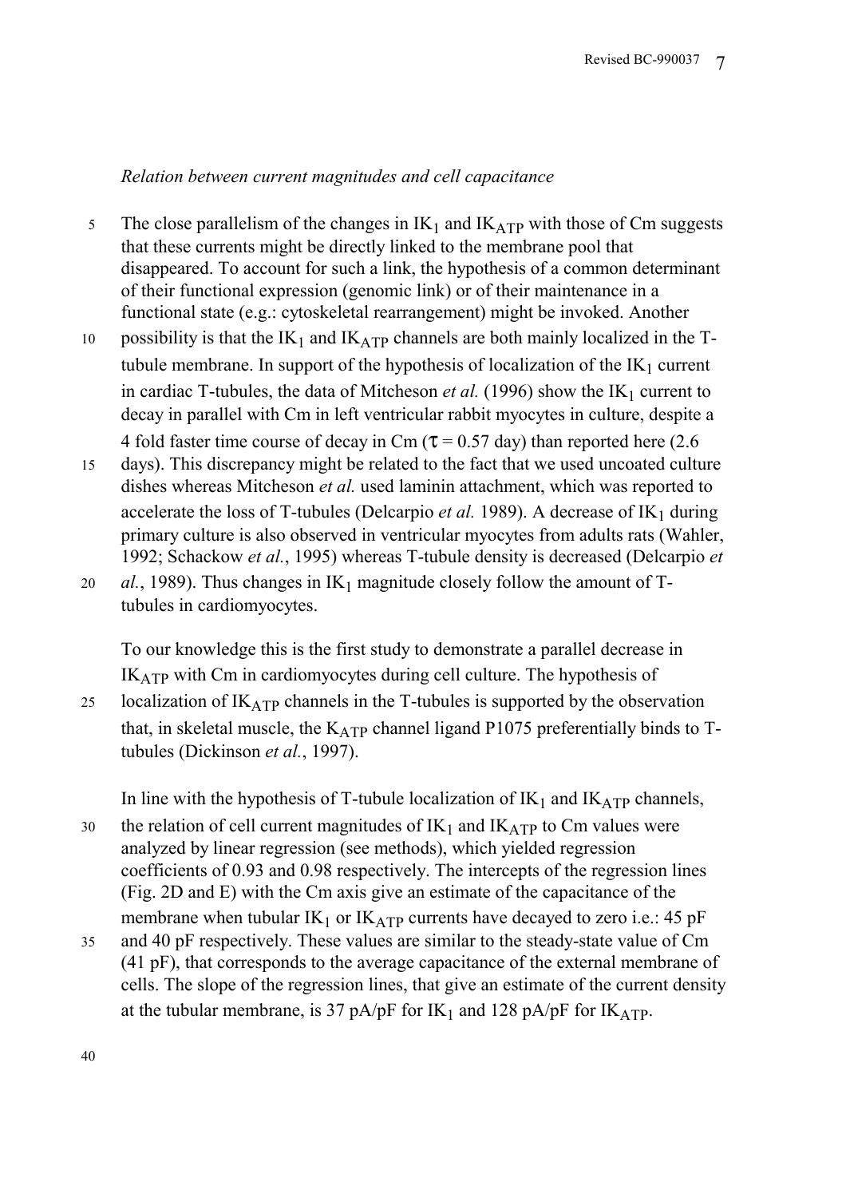*Relation between current magnitudes and cell capacitance*

The close parallelism of the changes in $IK_1$ and $IK_{ATP}$ with those of Cm suggests that these currents might be directly linked to the membrane pool that disappeared. To account for such a link, the hypothesis of a common determinant of their functional expression (genomic link) or of their maintenance in a functional state (e.g.: cytoskeletal rearrangement) might be invoked. Another possibility is that the $IK_1$ and $IK_{ATP}$ channels are both mainly localized in the T-tubule membrane. In support of the hypothesis of localization of the $IK_1$ current in cardiac T-tubules, the data of Mitcheson *et al.* (1996) show the $IK_1$ current to decay in parallel with Cm in left ventricular rabbit myocytes in culture, despite a 4 fold faster time course of decay in Cm ($\tau = 0.57$ day) than reported here (2.6 days). This discrepancy might be related to the fact that we used uncoated culture dishes whereas Mitcheson *et al.* used laminin attachment, which was reported to accelerate the loss of T-tubules (Delcarpio *et al.* 1989). A decrease of $IK_1$ during primary culture is also observed in ventricular myocytes from adults rats (Wahler, 1992; Schackow *et al.*, 1995) whereas T-tubule density is decreased (Delcarpio *et al.*, 1989). Thus changes in $IK_1$ magnitude closely follow the amount of T-tubules in cardiomyocytes.

To our knowledge this is the first study to demonstrate a parallel decrease in $IK_{ATP}$ with Cm in cardiomyocytes during cell culture. The hypothesis of localization of $IK_{ATP}$ channels in the T-tubules is supported by the observation that, in skeletal muscle, the $K_{ATP}$ channel ligand P1075 preferentially binds to T-tubules (Dickinson *et al.*, 1997).

In line with the hypothesis of T-tubule localization of $IK_1$ and $IK_{ATP}$ channels, the relation of cell current magnitudes of $IK_1$ and $IK_{ATP}$ to Cm values were analyzed by linear regression (see methods), which yielded regression coefficients of 0.93 and 0.98 respectively. The intercepts of the regression lines (Fig. 2D and E) with the Cm axis give an estimate of the capacitance of the membrane when tubular $IK_1$ or $IK_{ATP}$ currents have decayed to zero i.e.: 45 pF and 40 pF respectively. These values are similar to the steady-state value of Cm (41 pF), that corresponds to the average capacitance of the external membrane of cells. The slope of the regression lines, that give an estimate of the current density at the tubular membrane, is 37 pA/pF for $IK_1$ and 128 pA/pF for $IK_{ATP}$.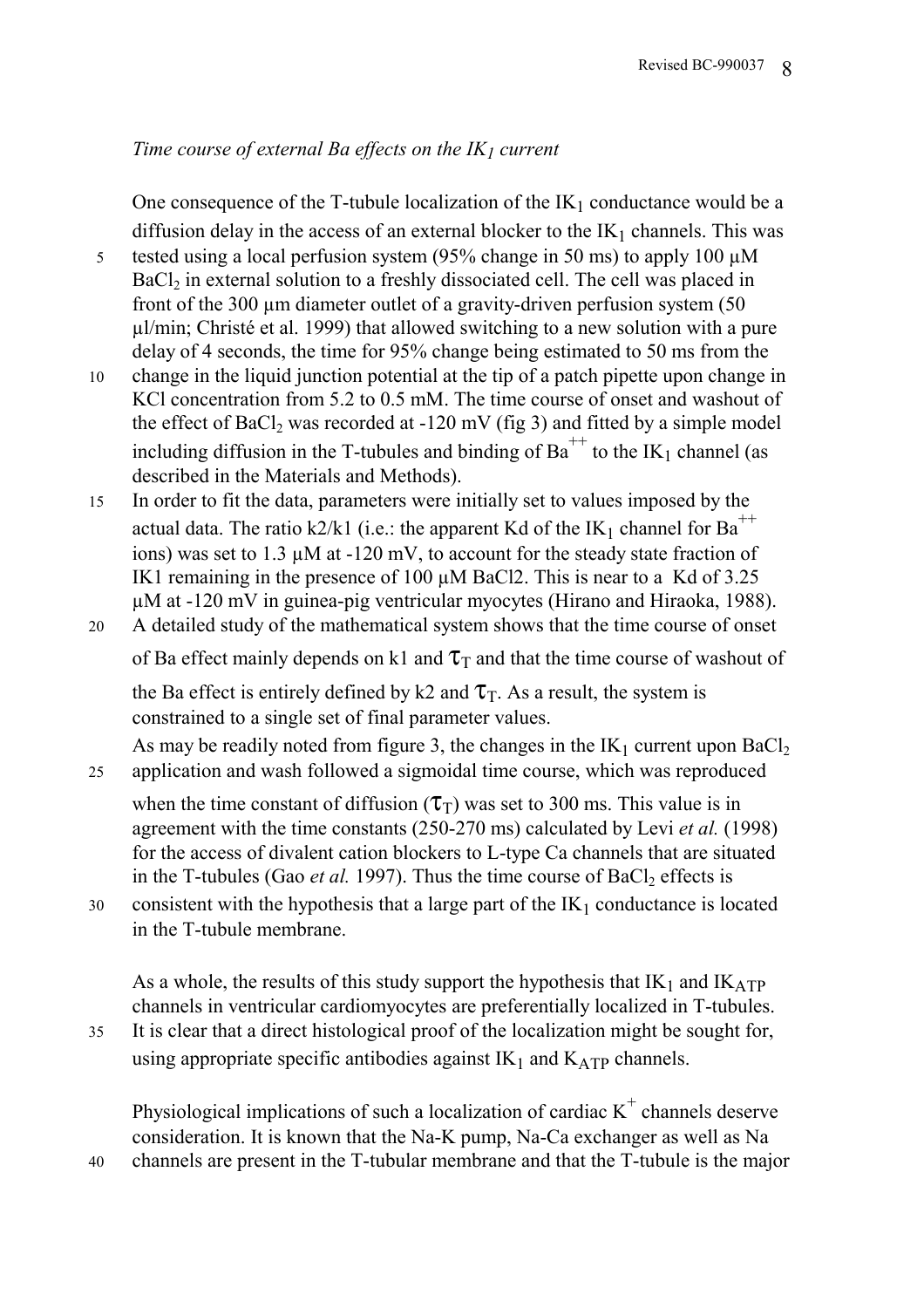*Time course of external Ba effects on the $IK_1$ current*

One consequence of the T-tubule localization of the $IK_1$ conductance would be a diffusion delay in the access of an external blocker to the $IK_1$ channels. This was tested using a local perfusion system (95% change in 50 ms) to apply 100 µM $BaCl_2$ in external solution to a freshly dissociated cell. The cell was placed in front of the 300 µm diameter outlet of a gravity-driven perfusion system (50 µl/min; Christé et al. 1999) that allowed switching to a new solution with a pure delay of 4 seconds, the time for 95% change being estimated to 50 ms from the change in the liquid junction potential at the tip of a patch pipette upon change in KCl concentration from 5.2 to 0.5 mM. The time course of onset and washout of the effect of $BaCl_2$ was recorded at -120 mV (fig 3) and fitted by a simple model including diffusion in the T-tubules and binding of $Ba^{++}$ to the $IK_1$ channel (as described in the Materials and Methods).

In order to fit the data, parameters were initially set to values imposed by the actual data. The ratio k2/k1 (i.e.: the apparent Kd of the $IK_1$ channel for $Ba^{++}$ ions) was set to 1.3 µM at -120 mV, to account for the steady state fraction of IK1 remaining in the presence of 100 µM BaCl2. This is near to a Kd of 3.25 µM at -120 mV in guinea-pig ventricular myocytes (Hirano and Hiraoka, 1988). A detailed study of the mathematical system shows that the time course of onset of Ba effect mainly depends on k1 and $\tau_T$ and that the time course of washout of the Ba effect is entirely defined by k2 and $\tau_T$. As a result, the system is constrained to a single set of final parameter values.

As may be readily noted from figure 3, the changes in the $IK_1$ current upon $BaCl_2$ application and wash followed a sigmoidal time course, which was reproduced when the time constant of diffusion ($\tau_T$) was set to 300 ms. This value is in agreement with the time constants (250-270 ms) calculated by Levi *et al.* (1998) for the access of divalent cation blockers to L-type Ca channels that are situated in the T-tubules (Gao *et al.* 1997). Thus the time course of $BaCl_2$ effects is consistent with the hypothesis that a large part of the $IK_1$ conductance is located in the T-tubule membrane.

As a whole, the results of this study support the hypothesis that $IK_1$ and $IK_{ATP}$ channels in ventricular cardiomyocytes are preferentially localized in T-tubules. It is clear that a direct histological proof of the localization might be sought for, using appropriate specific antibodies against $IK_1$ and $K_{ATP}$ channels.

Physiological implications of such a localization of cardiac $K^+$ channels deserve consideration. It is known that the Na-K pump, Na-Ca exchanger as well as Na channels are present in the T-tubular membrane and that the T-tubule is the major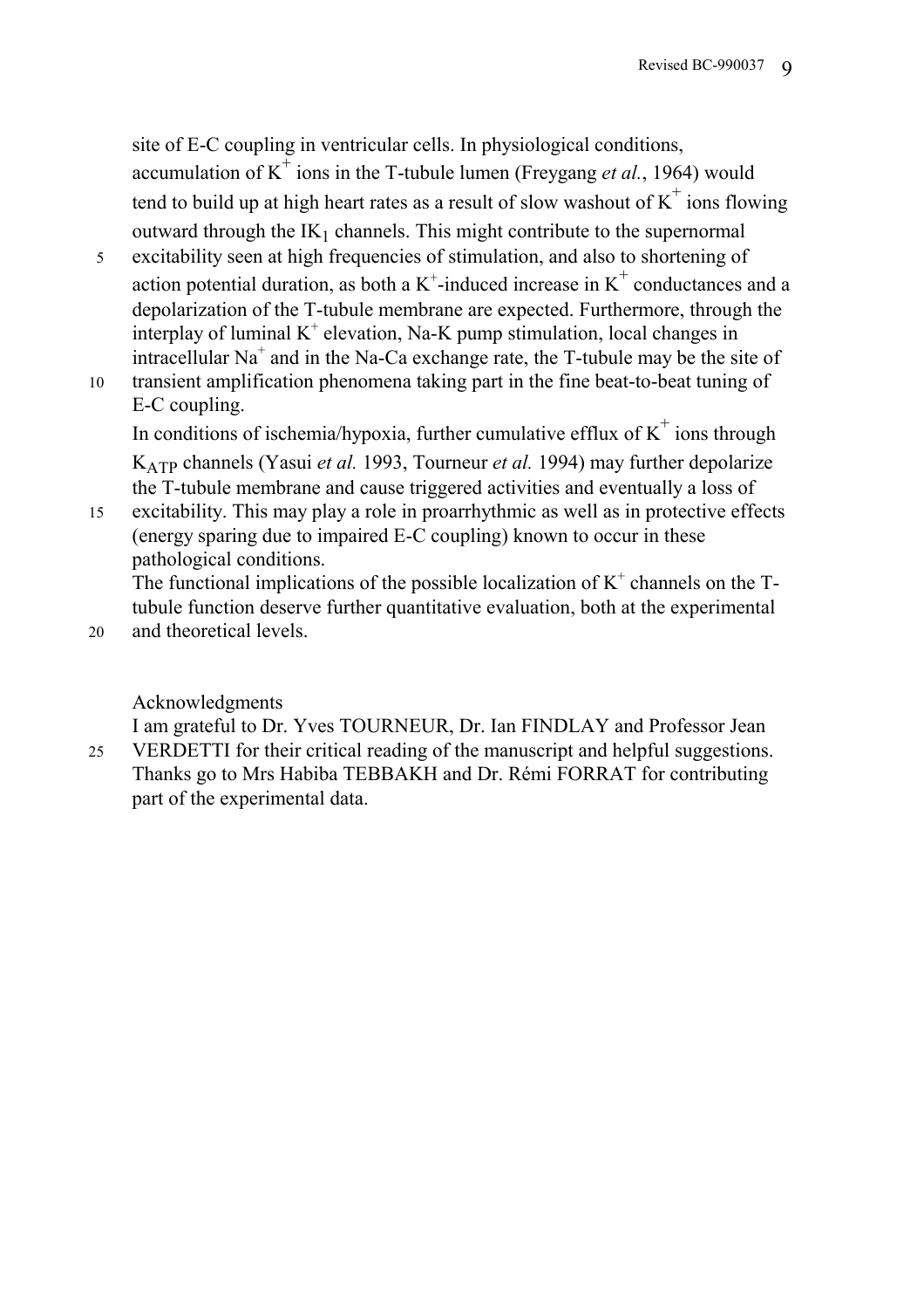site of E-C coupling in ventricular cells. In physiological conditions, accumulation of $K^+$ ions in the T-tubule lumen (Freygang *et al.*, 1964) would tend to build up at high heart rates as a result of slow washout of $K^+$ ions flowing outward through the $IK_1$ channels. This might contribute to the supernormal excitability seen at high frequencies of stimulation, and also to shortening of action potential duration, as both a $K^+$-induced increase in $K^+$ conductances and a depolarization of the T-tubule membrane are expected. Furthermore, through the interplay of luminal $K^+$ elevation, Na-K pump stimulation, local changes in intracellular $Na^+$ and in the Na-Ca exchange rate, the T-tubule may be the site of transient amplification phenomena taking part in the fine beat-to-beat tuning of E-C coupling.

In conditions of ischemia/hypoxia, further cumulative efflux of $K^+$ ions through $K_{ATP}$ channels (Yasui *et al.* 1993, Tourneur *et al.* 1994) may further depolarize the T-tubule membrane and cause triggered activities and eventually a loss of excitability. This may play a role in proarrhythmic as well as in protective effects (energy sparing due to impaired E-C coupling) known to occur in these pathological conditions.

The functional implications of the possible localization of $K^+$ channels on the T-tubule function deserve further quantitative evaluation, both at the experimental and theoretical levels.

## Acknowledgments

I am grateful to Dr. Yves TOURNEUR, Dr. Ian FINDLAY and Professor Jean VERDETTI for their critical reading of the manuscript and helpful suggestions. Thanks go to Mrs Habiba TEBBAKH and Dr. Rémi FORRAT for contributing part of the experimental data.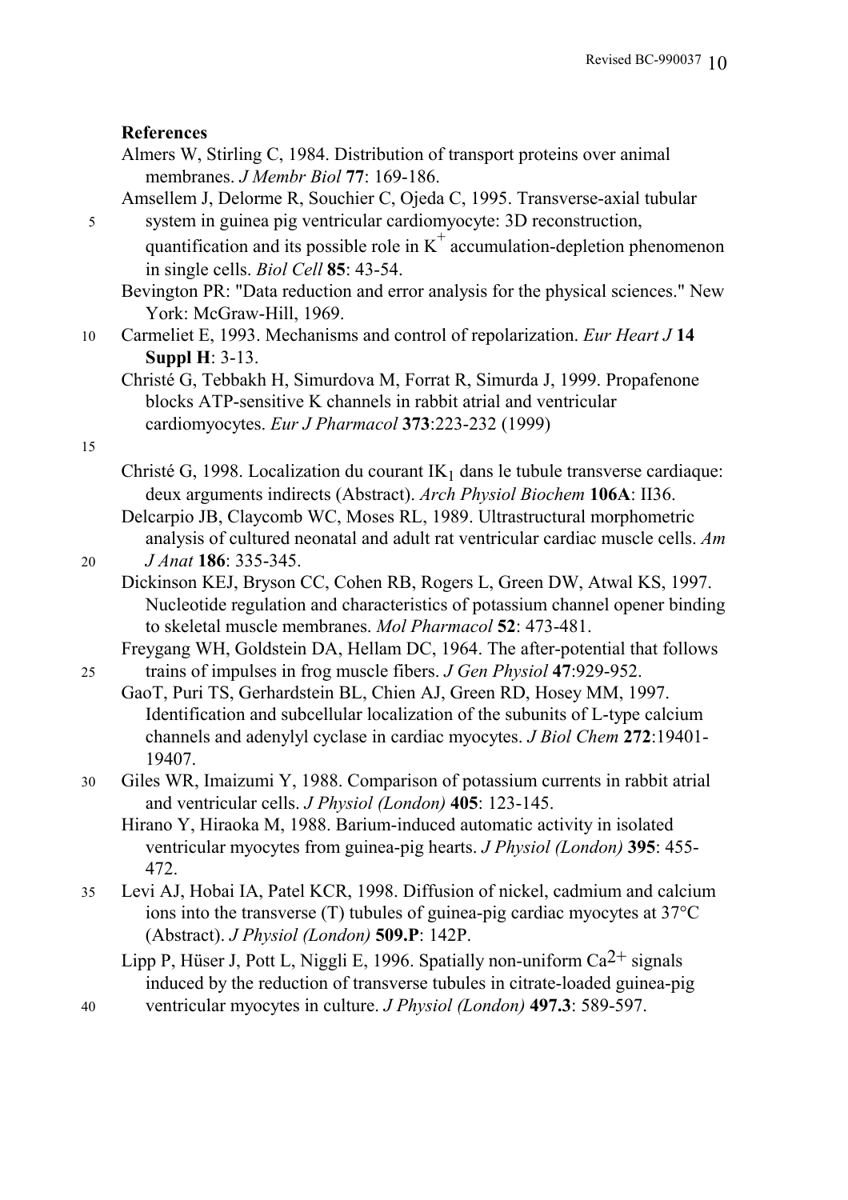**References**

Almers W, Stirling C, 1984. Distribution of transport proteins over animal membranes. *J Membr Biol* **77**: 169-186.

Amsellem J, Delorme R, Souchier C, Ojeda C, 1995. Transverse-axial tubular system in guinea pig ventricular cardiomyocyte: 3D reconstruction, quantification and its possible role in $K^+$ accumulation-depletion phenomenon in single cells. *Biol Cell* **85**: 43-54.

Bevington PR: "Data reduction and error analysis for the physical sciences." New York: McGraw-Hill, 1969.

Carmeliet E, 1993. Mechanisms and control of repolarization. *Eur Heart J* **14 Suppl H**: 3-13.

Christé G, Tebbakh H, Simurdova M, Forrat R, Simurda J, 1999. Propafenone blocks ATP-sensitive K channels in rabbit atrial and ventricular cardiomyocytes. *Eur J Pharmacol* **373**:223-232 (1999)

Christé G, 1998. Localization du courant $IK_1$ dans le tubule transverse cardiaque: deux arguments indirects (Abstract). *Arch Physiol Biochem* **106A**: II36.

Delcarpio JB, Claycomb WC, Moses RL, 1989. Ultrastructural morphometric analysis of cultured neonatal and adult rat ventricular cardiac muscle cells. *Am J Anat* **186**: 335-345.

Dickinson KEJ, Bryson CC, Cohen RB, Rogers L, Green DW, Atwal KS, 1997. Nucleotide regulation and characteristics of potassium channel opener binding to skeletal muscle membranes. *Mol Pharmacol* **52**: 473-481.

Freygang WH, Goldstein DA, Hellam DC, 1964. The after-potential that follows trains of impulses in frog muscle fibers. *J Gen Physiol* **47**:929-952.

GaoT, Puri TS, Gerhardstein BL, Chien AJ, Green RD, Hosey MM, 1997. Identification and subcellular localization of the subunits of L-type calcium channels and adenylyl cyclase in cardiac myocytes. *J Biol Chem* **272**:19401-19407.

Giles WR, Imaizumi Y, 1988. Comparison of potassium currents in rabbit atrial and ventricular cells. *J Physiol (London)* **405**: 123-145.

Hirano Y, Hiraoka M, 1988. Barium-induced automatic activity in isolated ventricular myocytes from guinea-pig hearts. *J Physiol (London)* **395**: 455-472.

Levi AJ, Hobai IA, Patel KCR, 1998. Diffusion of nickel, cadmium and calcium ions into the transverse (T) tubules of guinea-pig cardiac myocytes at 37°C (Abstract). *J Physiol (London)* **509.P**: 142P.

Lipp P, Hüser J, Pott L, Niggli E, 1996. Spatially non-uniform $Ca^{2+}$ signals induced by the reduction of transverse tubules in citrate-loaded guinea-pig ventricular myocytes in culture. *J Physiol (London)* **497.3**: 589-597.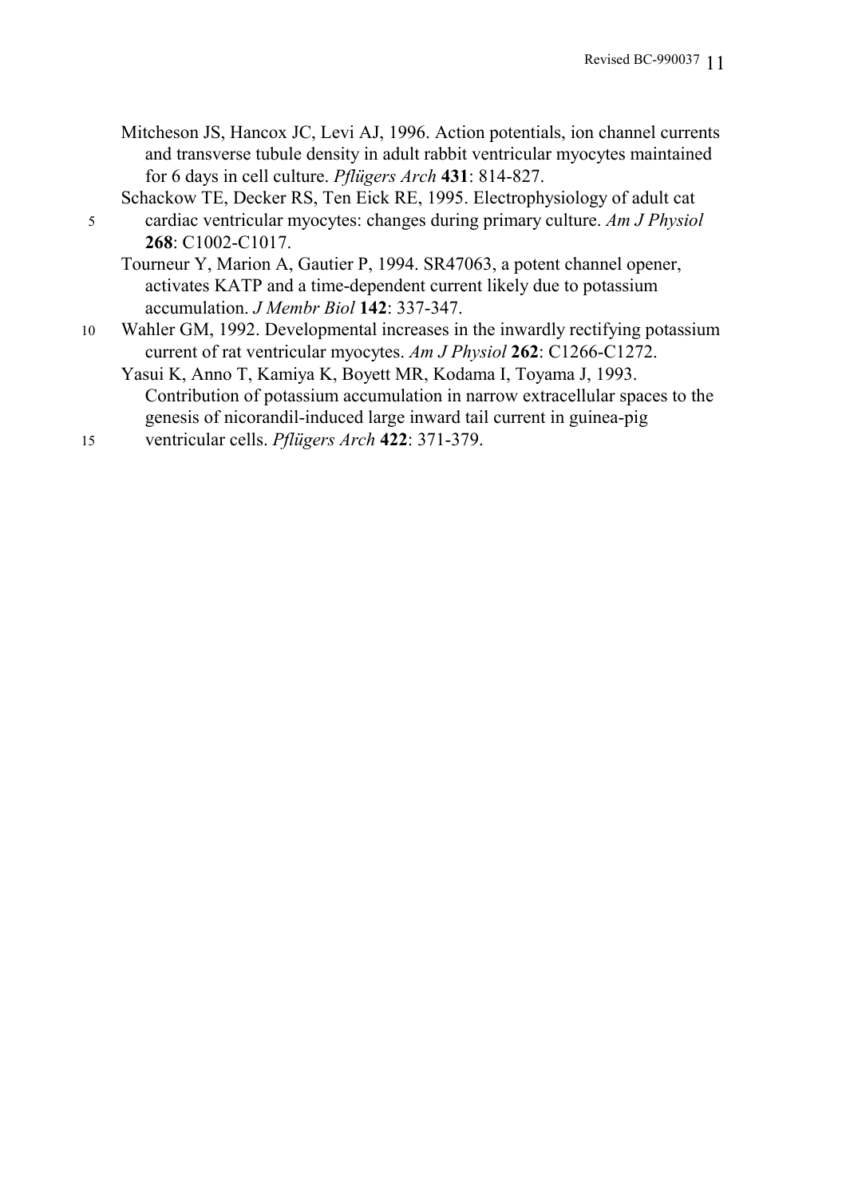Mitcheson JS, Hancox JC, Levi AJ, 1996. Action potentials, ion channel currents and transverse tubule density in adult rabbit ventricular myocytes maintained for 6 days in cell culture. *Pflügers Arch* **431**: 814-827.

Schackow TE, Decker RS, Ten Eick RE, 1995. Electrophysiology of adult cat cardiac ventricular myocytes: changes during primary culture. *Am J Physiol* **268**: C1002-C1017.

Tourneur Y, Marion A, Gautier P, 1994. SR47063, a potent channel opener, activates KATP and a time-dependent current likely due to potassium accumulation. *J Membr Biol* **142**: 337-347.

Wahler GM, 1992. Developmental increases in the inwardly rectifying potassium current of rat ventricular myocytes. *Am J Physiol* **262**: C1266-C1272.

Yasui K, Anno T, Kamiya K, Boyett MR, Kodama I, Toyama J, 1993. Contribution of potassium accumulation in narrow extracellular spaces to the genesis of nicorandil-induced large inward tail current in guinea-pig ventricular cells. *Pflügers Arch* **422**: 371-379.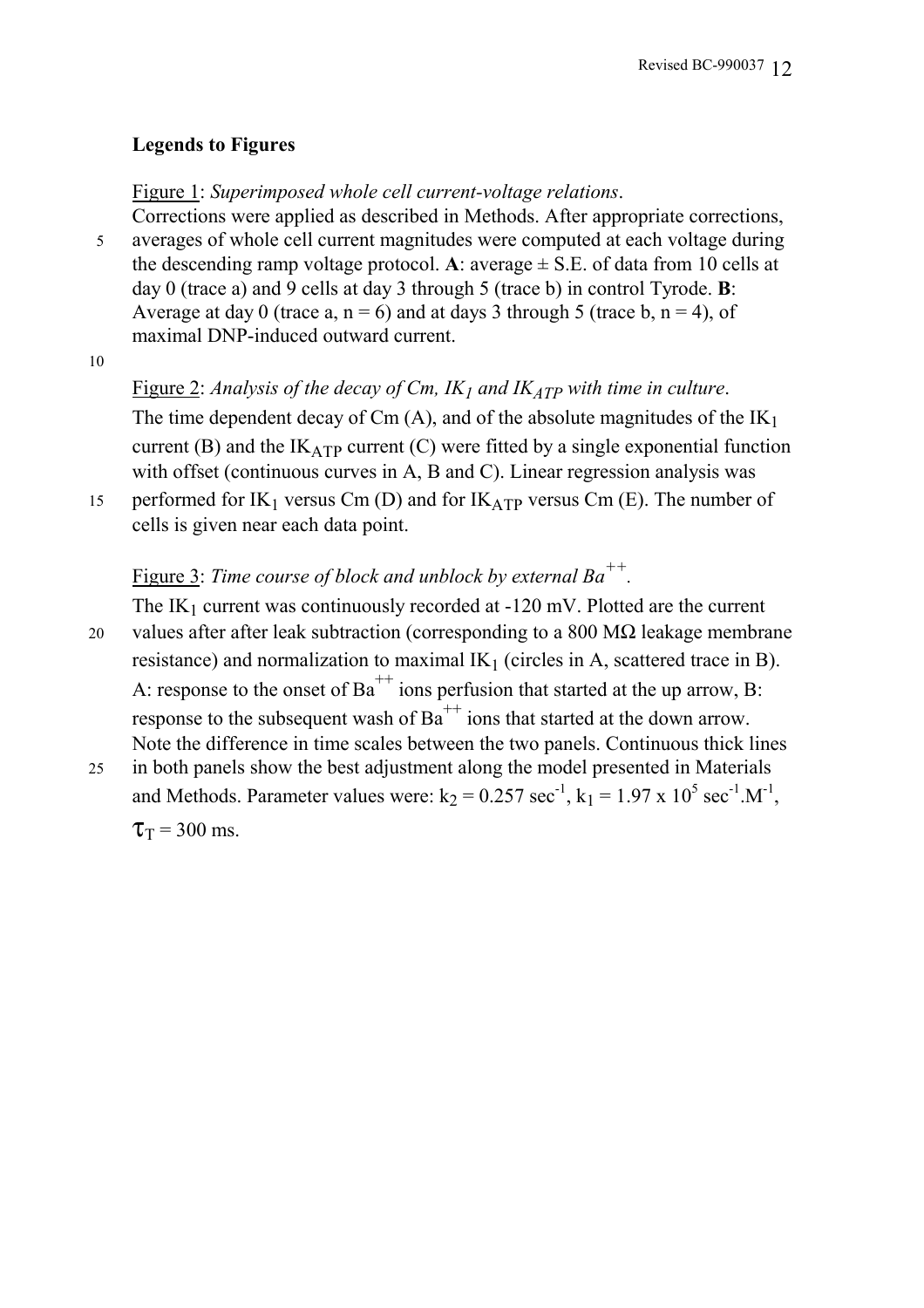**Legends to Figures**

Figure 1: *Superimposed whole cell current-voltage relations*.
Corrections were applied as described in Methods. After appropriate corrections, averages of whole cell current magnitudes were computed at each voltage during the descending ramp voltage protocol. **A**: average ± S.E. of data from 10 cells at day 0 (trace a) and 9 cells at day 3 through 5 (trace b) in control Tyrode. **B**: Average at day 0 (trace a, n = 6) and at days 3 through 5 (trace b, n = 4), of maximal DNP-induced outward current.

Figure 2: *Analysis of the decay of Cm, $IK_1$ and $IK_{ATP}$ with time in culture*.
The time dependent decay of Cm (A), and of the absolute magnitudes of the $IK_1$ current (B) and the $IK_{ATP}$ current (C) were fitted by a single exponential function with offset (continuous curves in A, B and C). Linear regression analysis was performed for $IK_1$ versus Cm (D) and for $IK_{ATP}$ versus Cm (E). The number of cells is given near each data point.

Figure 3: *Time course of block and unblock by external $Ba^{++}$*.
The $IK_1$ current was continuously recorded at -120 mV. Plotted are the current values after after leak subtraction (corresponding to a 800 MΩ leakage membrane resistance) and normalization to maximal $IK_1$ (circles in A, scattered trace in B). A: response to the onset of $Ba^{++}$ ions perfusion that started at the up arrow, B: response to the subsequent wash of $Ba^{++}$ ions that started at the down arrow. Note the difference in time scales between the two panels. Continuous thick lines in both panels show the best adjustment along the model presented in Materials and Methods. Parameter values were: $k_2 = 0.257 \text{ sec}^{-1}$, $k_1 = 1.97 \times 10^5 \text{ sec}^{-1}.\text{M}^{-1}$, $\tau_T = 300$ ms.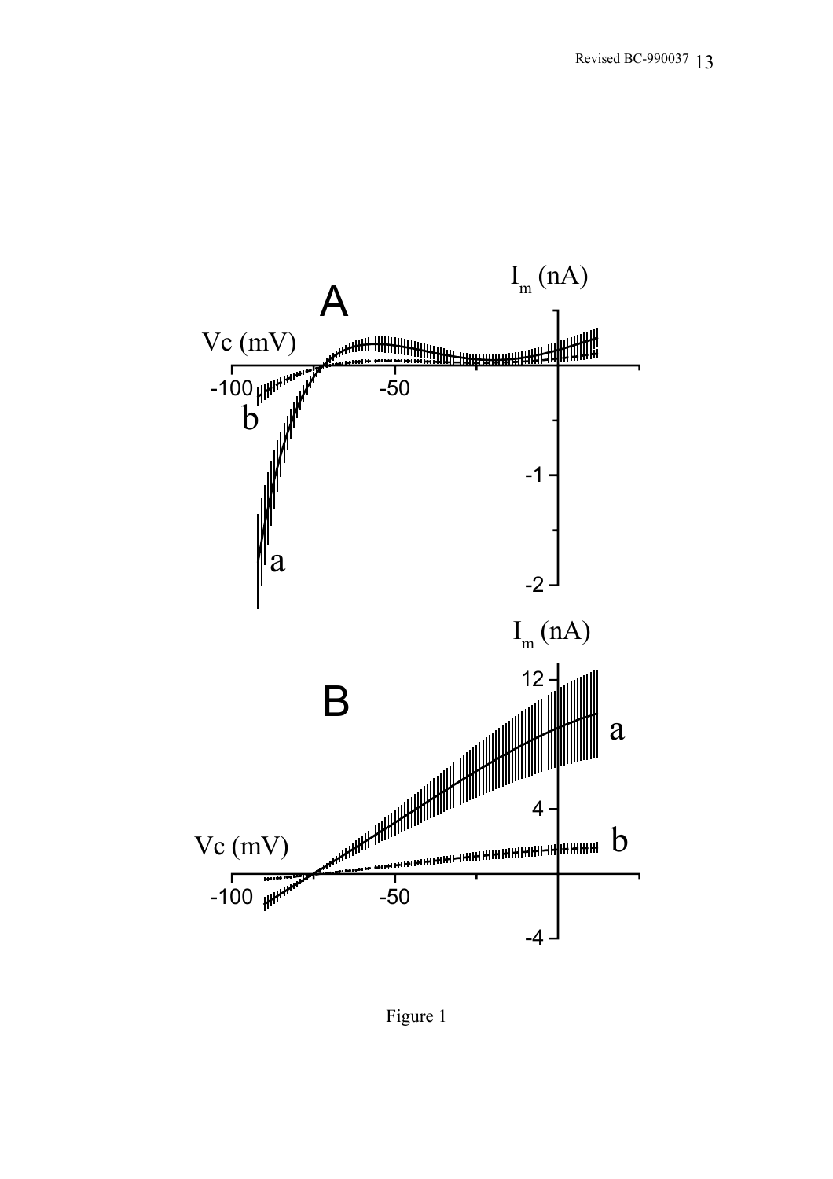Figure 1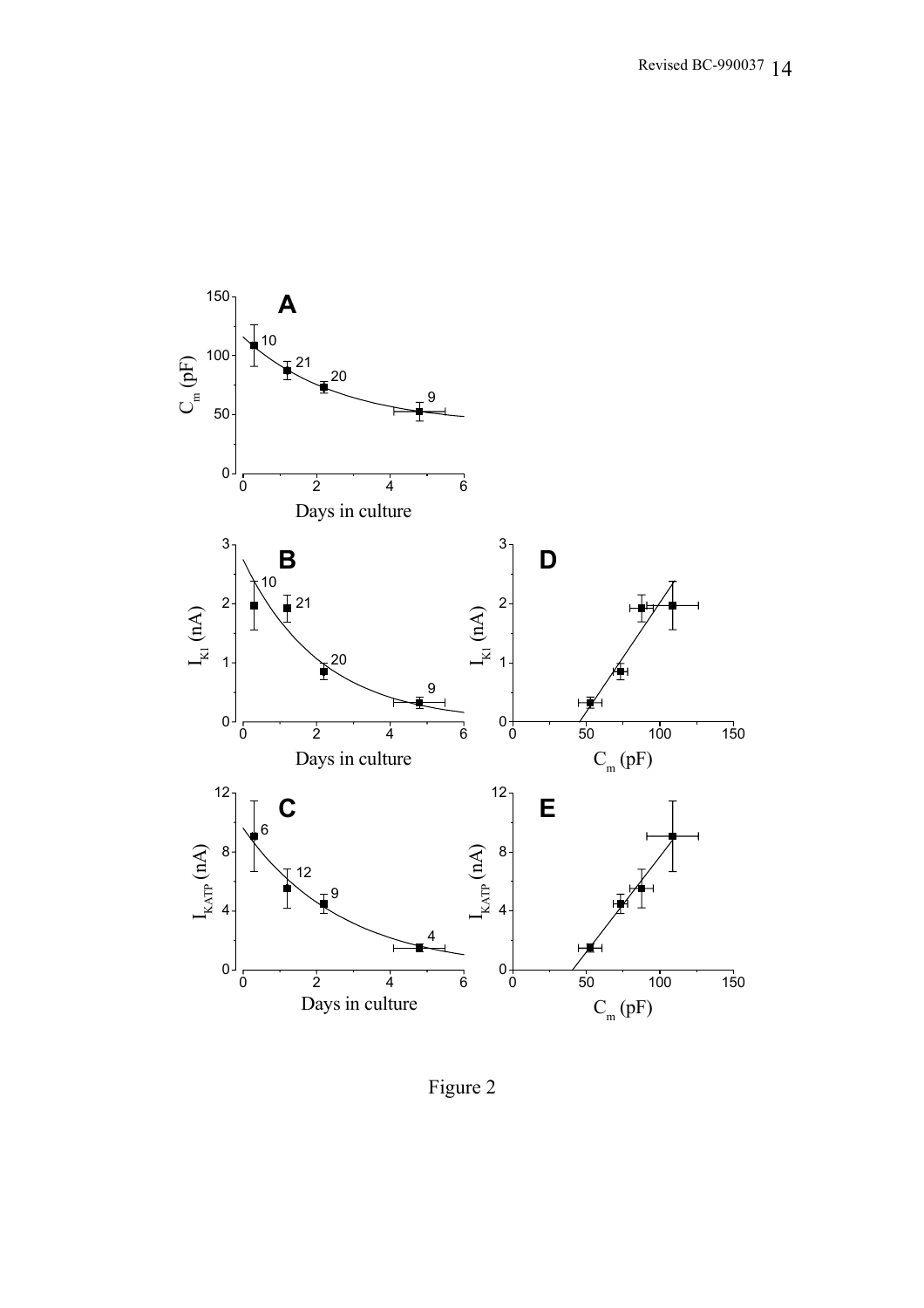Figure 2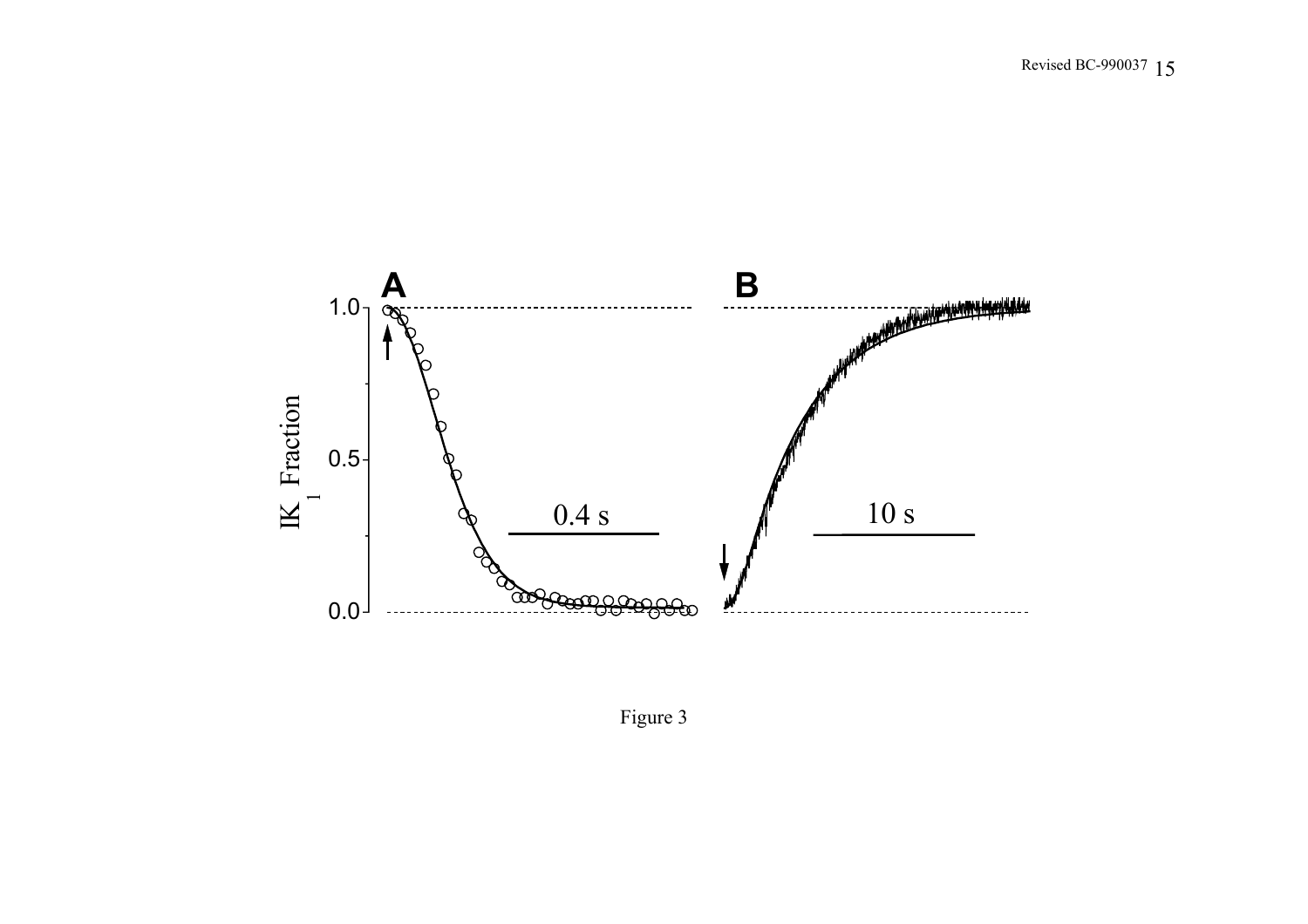A

B

1.0

0.5

0.0

$IK_1$ Fraction

0.4 s

10 s

Figure 3